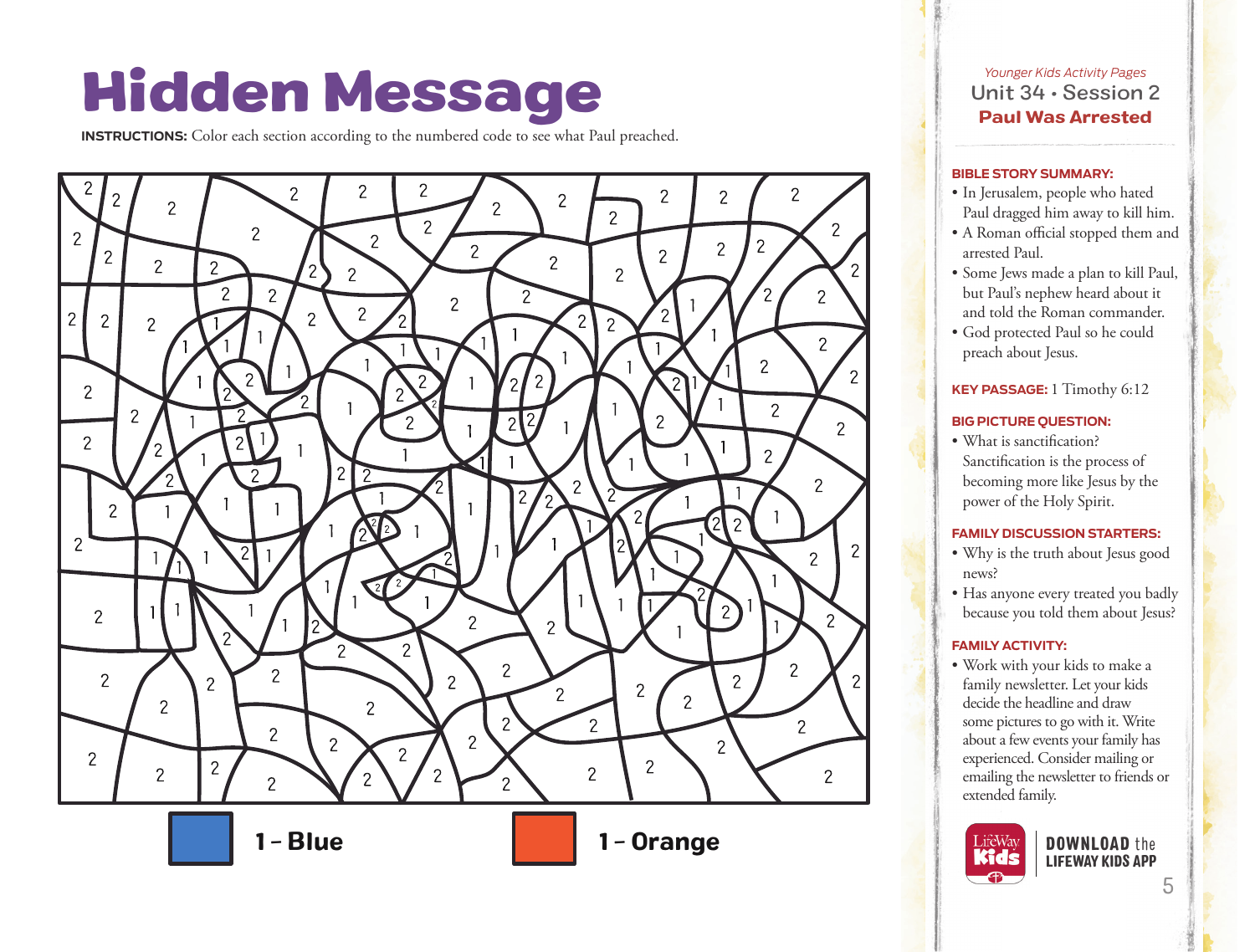# Hidden Message

**INSTRUCTIONS:** Color each section according to the numbered code to see what Paul preached.

1 – Blue

1 – Orange

*Younger Kids Activity Pages*

Unit 34 • Session 2

**Paul Was Arrested**

**BIBLE STORY SUMMARY:**

- In Jerusalem, people who hated Paul dragged him away to kill him.
- A Roman official stopped them and arrested Paul.
- Some Jews made a plan to kill Paul, but Paul's nephew heard about it and told the Roman commander.
- God protected Paul so he could preach about Jesus.

**KEY PASSAGE:** 1 Timothy 6:12

**BIG PICTURE QUESTION:**

- What is sanctification? Sanctification is the process of becoming more like Jesus by the power of the Holy Spirit.

**FAMILY DISCUSSION STARTERS:**

- Why is the truth about Jesus good news?
- Has anyone every treated you badly because you told them about Jesus?

**FAMILY ACTIVITY:**

- Work with your kids to make a family newsletter. Let your kids decide the headline and draw some pictures to go with it. Write about a few events your family has experienced. Consider mailing or emailing the newsletter to friends or extended family.

LifeWay Kids

**DOWNLOAD the LIFEWAY KIDS APP**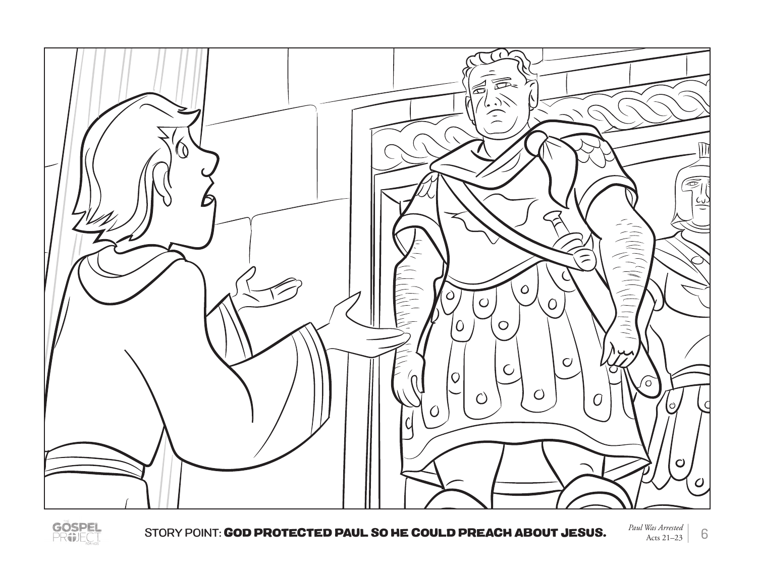STORY POINT: **GOD PROTECTED PAUL SO HE COULD PREACH ABOUT JESUS.**

*Paul Was Arrested*
Acts 21–23